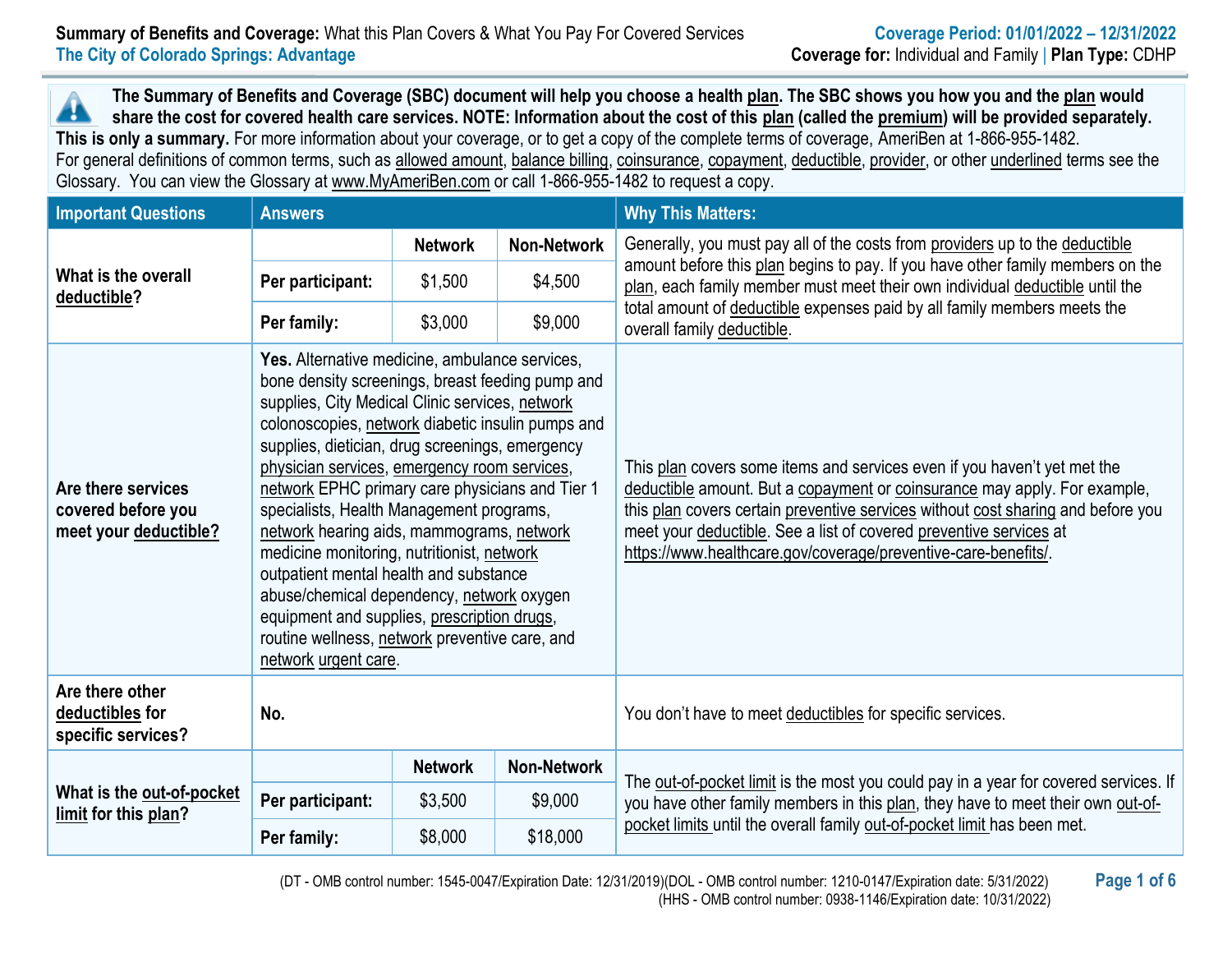**Summary of Benefits and Coverage:** What this Plan Covers & What You Pay For Covered Services
**The City of Colorado Springs: Advantage**

**Coverage Period: 01/01/2022 – 12/31/2022**
**Coverage for:** Individual and Family | **Plan Type:** CDHP

**The Summary of Benefits and Coverage (SBC) document will help you choose a health plan. The SBC shows you how you and the plan would share the cost for covered health care services. NOTE: Information about the cost of this plan (called the premium) will be provided separately. This is only a summary.** For more information about your coverage, or to get a copy of the complete terms of coverage, AmeriBen at 1-866-955-1482. For general definitions of common terms, such as allowed amount, balance billing, coinsurance, copayment, deductible, provider, or other underlined terms see the Glossary. You can view the Glossary at www.MyAmeriBen.com or call 1-866-955-1482 to request a copy.

| Important Questions | Answers | | | Why This Matters: |
|---|---|---|---|---|
| **What is the overall deductible?** | | **Network** | **Non-Network** | Generally, you must pay all of the costs from providers up to the deductible amount before this plan begins to pay. If you have other family members on the plan, each family member must meet their own individual deductible until the total amount of deductible expenses paid by all family members meets the overall family deductible. |
| | **Per participant:** | $1,500 | $4,500 | |
| | **Per family:** | $3,000 | $9,000 | |
| **Are there services covered before you meet your deductible?** | **Yes.** Alternative medicine, ambulance services, bone density screenings, breast feeding pump and supplies, City Medical Clinic services, network colonoscopies, network diabetic insulin pumps and supplies, dietician, drug screenings, emergency physician services, emergency room services, network EPHC primary care physicians and Tier 1 specialists, Health Management programs, network hearing aids, mammograms, network medicine monitoring, nutritionist, network outpatient mental health and substance abuse/chemical dependency, network oxygen equipment and supplies, prescription drugs, routine wellness, network preventive care, and network urgent care. | | | This plan covers some items and services even if you haven't yet met the deductible amount. But a copayment or coinsurance may apply. For example, this plan covers certain preventive services without cost sharing and before you meet your deductible. See a list of covered preventive services at https://www.healthcare.gov/coverage/preventive-care-benefits/. |
| **Are there other deductibles for specific services?** | **No.** | | | You don't have to meet deductibles for specific services. |
| **What is the out-of-pocket limit for this plan?** | | **Network** | **Non-Network** | The out-of-pocket limit is the most you could pay in a year for covered services. If you have other family members in this plan, they have to meet their own out-of-pocket limits until the overall family out-of-pocket limit has been met. |
| | **Per participant:** | $3,500 | $9,000 | |
| | **Per family:** | $8,000 | $18,000 | |

(DT - OMB control number: 1545-0047/Expiration Date: 12/31/2019)(DOL - OMB control number: 1210-0147/Expiration date: 5/31/2022)
(HHS - OMB control number: 0938-1146/Expiration date: 10/31/2022)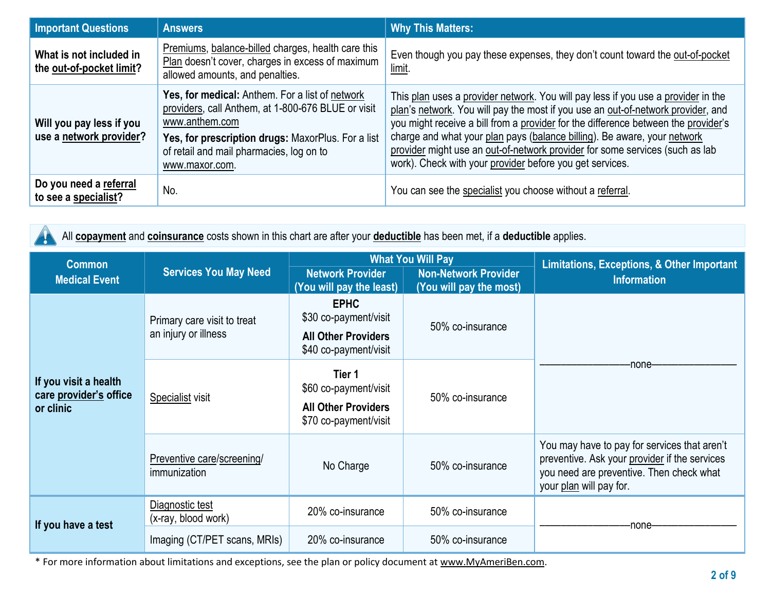| Important Questions | Answers | Why This Matters: |
|---|---|---|
| **What is not included in the out-of-pocket limit?** | Premiums, balance-billed charges, health care this Plan doesn't cover, charges in excess of maximum allowed amounts, and penalties. | Even though you pay these expenses, they don't count toward the out-of-pocket limit. |
| **Will you pay less if you use a network provider?** | **Yes, for medical:** Anthem. For a list of network providers, call Anthem, at 1-800-676 BLUE or visit www.anthem.com **Yes, for prescription drugs:** MaxorPlus. For a list of retail and mail pharmacies, log on to www.maxor.com. | This plan uses a provider network. You will pay less if you use a provider in the plan's network. You will pay the most if you use an out-of-network provider, and you might receive a bill from a provider for the difference between the provider's charge and what your plan pays (balance billing). Be aware, your network provider might use an out-of-network provider for some services (such as lab work). Check with your provider before you get services. |
| **Do you need a referral to see a specialist?** | No. | You can see the specialist you choose without a referral. |

All **copayment** and **coinsurance** costs shown in this chart are after your **deductible** has been met, if a **deductible** applies.

| Common Medical Event | Services You May Need | What You Will Pay | | Limitations, Exceptions, & Other Important Information |
|---|---|---|---|---|
| | | Network Provider (You will pay the least) | Non-Network Provider (You will pay the most) | |
| **If you visit a health care provider's office or clinic** | Primary care visit to treat an injury or illness | **EPHC** $30 co-payment/visit **All Other Providers** $40 co-payment/visit | 50% co-insurance | ——none—— |
| | Specialist visit | **Tier 1** $60 co-payment/visit **All Other Providers** $70 co-payment/visit | 50% co-insurance | |
| | Preventive care/screening/ immunization | No Charge | 50% co-insurance | You may have to pay for services that aren't preventive. Ask your provider if the services you need are preventive. Then check what your plan will pay for. |
| **If you have a test** | Diagnostic test (x-ray, blood work) | 20% co-insurance | 50% co-insurance | ——none—— |
| | Imaging (CT/PET scans, MRIs) | 20% co-insurance | 50% co-insurance | |

\* For more information about limitations and exceptions, see the plan or policy document at www.MyAmeriBen.com.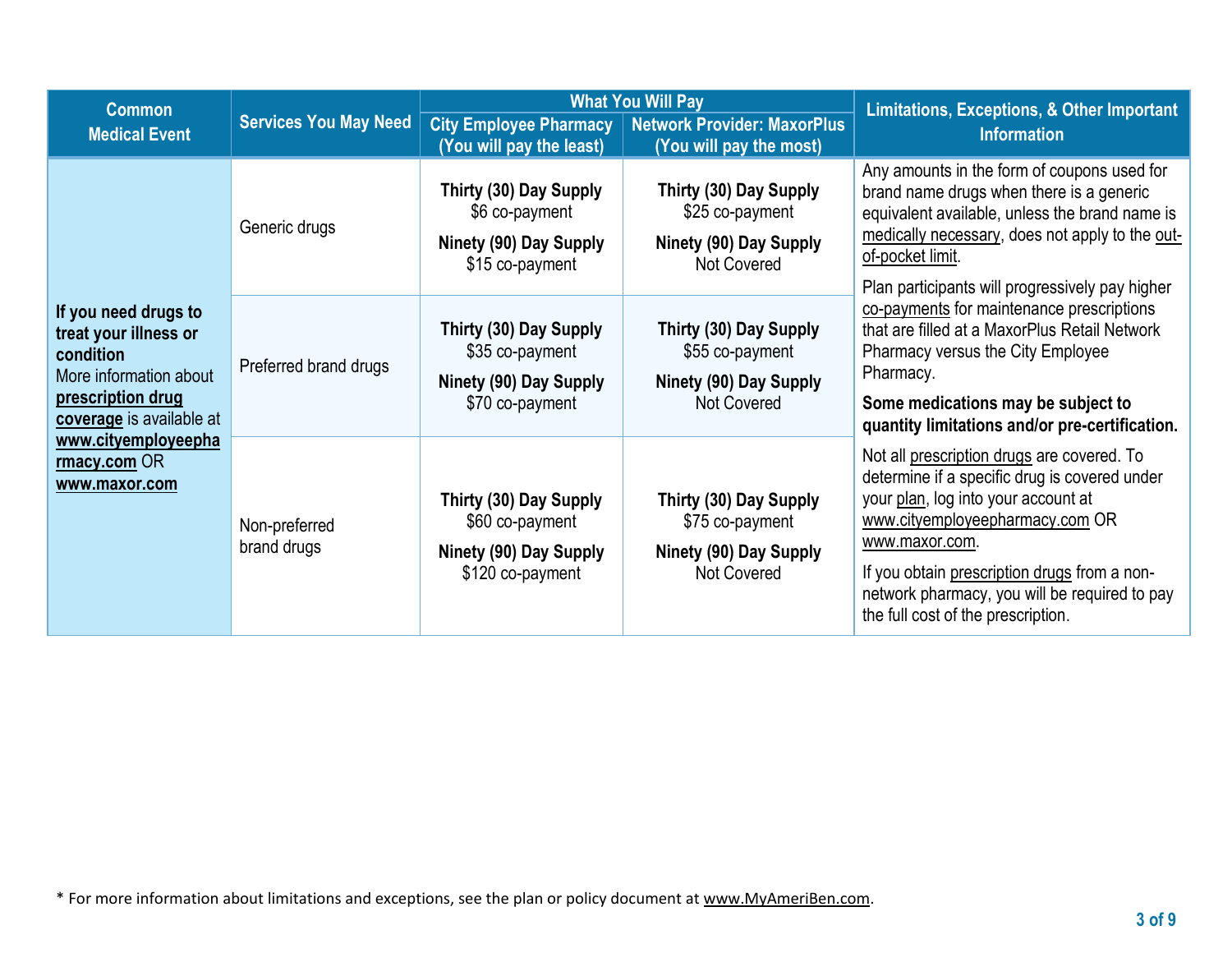| Common Medical Event | Services You May Need | What You Will Pay | | Limitations, Exceptions, & Other Important Information |
|---|---|---|---|---|
| | | City Employee Pharmacy (You will pay the least) | Network Provider: MaxorPlus (You will pay the most) | |
| **If you need drugs to treat your illness or condition** More information about **prescription drug coverage** is available at **www.cityemployeepharmacy.com** OR **www.maxor.com** | Generic drugs | **Thirty (30) Day Supply** $6 co-payment **Ninety (90) Day Supply** $15 co-payment | **Thirty (30) Day Supply** $25 co-payment **Ninety (90) Day Supply** Not Covered | Any amounts in the form of coupons used for brand name drugs when there is a generic equivalent available, unless the brand name is medically necessary, does not apply to the out-of-pocket limit. Plan participants will progressively pay higher co-payments for maintenance prescriptions that are filled at a MaxorPlus Retail Network Pharmacy versus the City Employee Pharmacy. **Some medications may be subject to quantity limitations and/or pre-certification.** Not all prescription drugs are covered. To determine if a specific drug is covered under your plan, log into your account at www.cityemployeepharmacy.com OR www.maxor.com. If you obtain prescription drugs from a non-network pharmacy, you will be required to pay the full cost of the prescription. |
| | Preferred brand drugs | **Thirty (30) Day Supply** $35 co-payment **Ninety (90) Day Supply** $70 co-payment | **Thirty (30) Day Supply** $55 co-payment **Ninety (90) Day Supply** Not Covered | |
| | Non-preferred brand drugs | **Thirty (30) Day Supply** $60 co-payment **Ninety (90) Day Supply** $120 co-payment | **Thirty (30) Day Supply** $75 co-payment **Ninety (90) Day Supply** Not Covered | |

* For more information about limitations and exceptions, see the plan or policy document at www.MyAmeriBen.com.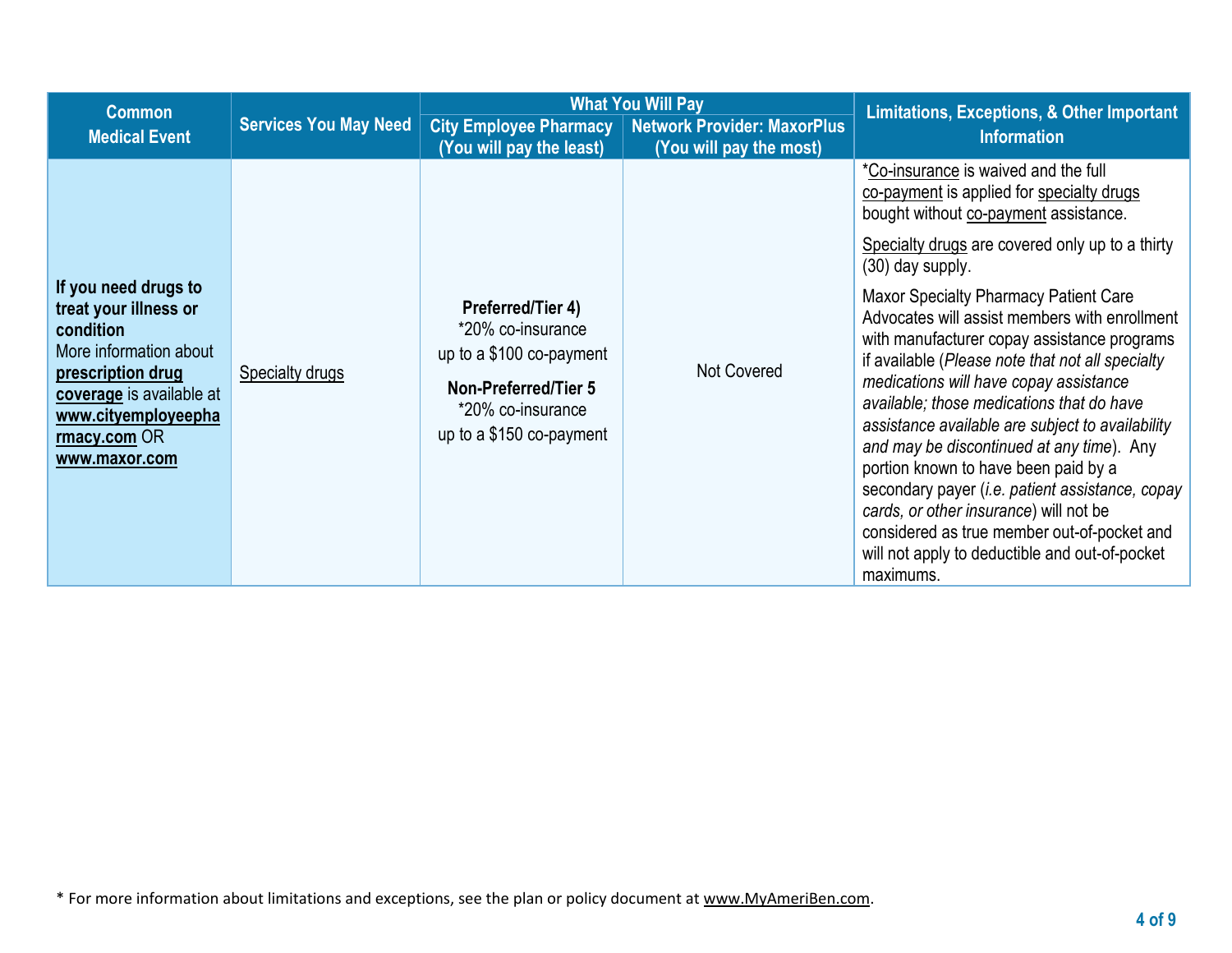| Common Medical Event | Services You May Need | What You Will Pay | | Limitations, Exceptions, & Other Important Information |
|---|---|---|---|---|
| | | City Employee Pharmacy (You will pay the least) | Network Provider: MaxorPlus (You will pay the most) | |
| **If you need drugs to treat your illness or condition** More information about **prescription drug coverage** is available at **www.cityemployeepharmacy.com** OR **www.maxor.com** | Specialty drugs | **Preferred/Tier 4)** *20% co-insurance up to a $100 co-payment<br>**Non-Preferred/Tier 5** *20% co-insurance up to a $150 co-payment | Not Covered | *Co-insurance is waived and the full co-payment is applied for specialty drugs bought without co-payment assistance.<br>Specialty drugs are covered only up to a thirty (30) day supply.<br>Maxor Specialty Pharmacy Patient Care Advocates will assist members with enrollment with manufacturer copay assistance programs if available (*Please note that not all specialty medications will have copay assistance available; those medications that do have assistance available are subject to availability and may be discontinued at any time*). Any portion known to have been paid by a secondary payer (*i.e. patient assistance, copay cards, or other insurance*) will not be considered as true member out-of-pocket and will not apply to deductible and out-of-pocket maximums. |

* For more information about limitations and exceptions, see the plan or policy document at www.MyAmeriBen.com.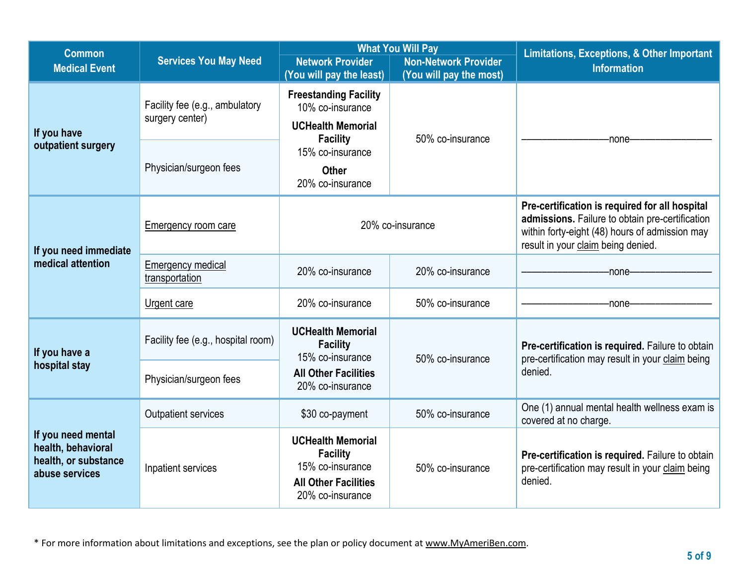| Common Medical Event | Services You May Need | What You Will Pay | | Limitations, Exceptions, & Other Important Information |
|---|---|---|---|---|
| | | Network Provider (You will pay the least) | Non-Network Provider (You will pay the most) | |
| **If you have outpatient surgery** | Facility fee (e.g., ambulatory surgery center) | **Freestanding Facility** 10% co-insurance **UCHealth Memorial Facility** 15% co-insurance **Other** 20% co-insurance | 50% co-insurance | ——————————none—————————— |
| | Physician/surgeon fees | | | |
| **If you need immediate medical attention** | Emergency room care | 20% co-insurance | | **Pre-certification is required for all hospital admissions.** Failure to obtain pre-certification within forty-eight (48) hours of admission may result in your claim being denied. |
| | Emergency medical transportation | 20% co-insurance | 20% co-insurance | ——————————none—————————— |
| | Urgent care | 20% co-insurance | 50% co-insurance | ——————————none—————————— |
| **If you have a hospital stay** | Facility fee (e.g., hospital room) | **UCHealth Memorial Facility** 15% co-insurance **All Other Facilities** 20% co-insurance | 50% co-insurance | **Pre-certification is required.** Failure to obtain pre-certification may result in your claim being denied. |
| | Physician/surgeon fees | | | |
| **If you need mental health, behavioral health, or substance abuse services** | Outpatient services | $30 co-payment | 50% co-insurance | One (1) annual mental health wellness exam is covered at no charge. |
| | Inpatient services | **UCHealth Memorial Facility** 15% co-insurance **All Other Facilities** 20% co-insurance | 50% co-insurance | **Pre-certification is required.** Failure to obtain pre-certification may result in your claim being denied. |

* For more information about limitations and exceptions, see the plan or policy document at www.MyAmeriBen.com.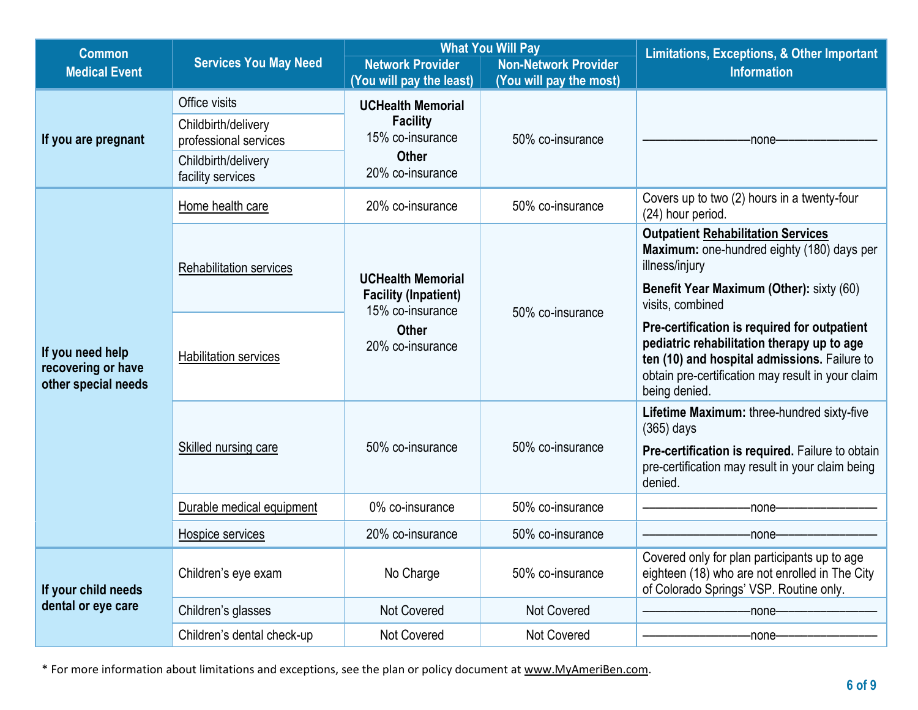| Common Medical Event | Services You May Need | What You Will Pay | | Limitations, Exceptions, & Other Important Information |
|---|---|---|---|---|
| | | Network Provider (You will pay the least) | Non-Network Provider (You will pay the most) | |
| If you are pregnant | Office visits | **UCHealth Memorial Facility** 15% co-insurance **Other** 20% co-insurance | 50% co-insurance | ——————none—————— |
| | Childbirth/delivery professional services | | | |
| | Childbirth/delivery facility services | | | |
| If you need help recovering or have other special needs | Home health care | 20% co-insurance | 50% co-insurance | Covers up to two (2) hours in a twenty-four (24) hour period. |
| | Rehabilitation services | **UCHealth Memorial Facility (Inpatient)** 15% co-insurance **Other** 20% co-insurance | 50% co-insurance | **Outpatient Rehabilitation Services Maximum:** one-hundred eighty (180) days per illness/injury **Benefit Year Maximum (Other):** sixty (60) visits, combined **Pre-certification is required for outpatient pediatric rehabilitation therapy up to age ten (10) and hospital admissions.** Failure to obtain pre-certification may result in your claim being denied. |
| | Habilitation services | | | |
| | Skilled nursing care | 50% co-insurance | 50% co-insurance | **Lifetime Maximum:** three-hundred sixty-five (365) days **Pre-certification is required.** Failure to obtain pre-certification may result in your claim being denied. |
| | Durable medical equipment | 0% co-insurance | 50% co-insurance | ——————none—————— |
| | Hospice services | 20% co-insurance | 50% co-insurance | ——————none—————— |
| If your child needs dental or eye care | Children's eye exam | No Charge | 50% co-insurance | Covered only for plan participants up to age eighteen (18) who are not enrolled in The City of Colorado Springs' VSP. Routine only. |
| | Children's glasses | Not Covered | Not Covered | ——————none—————— |
| | Children's dental check-up | Not Covered | Not Covered | ——————none—————— |

* For more information about limitations and exceptions, see the plan or policy document at www.MyAmeriBen.com.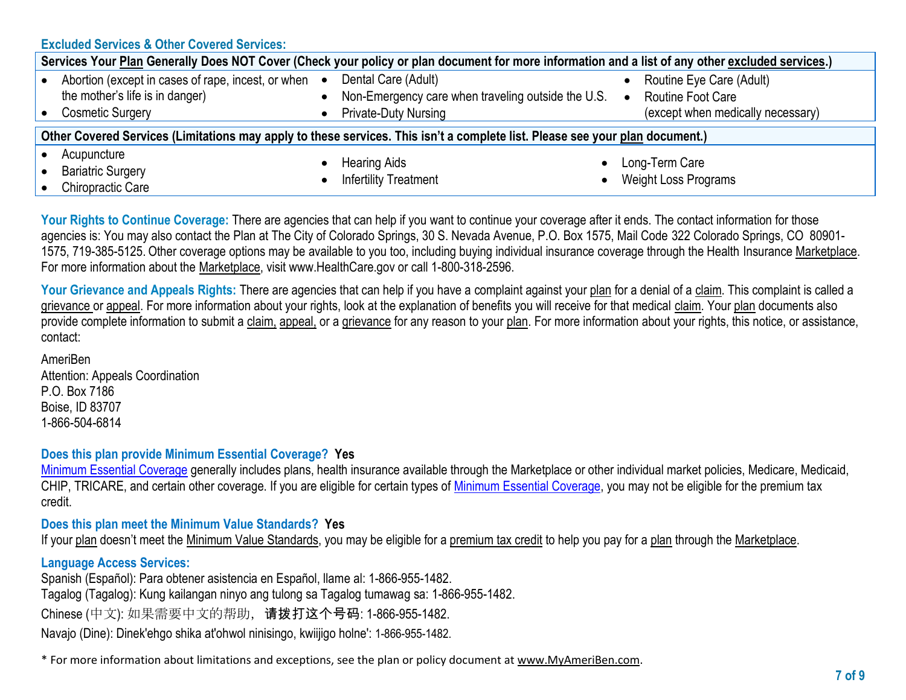**Excluded Services & Other Covered Services:**

| Services Your Plan Generally Does NOT Cover (Check your policy or plan document for more information and a list of any other excluded services.) | | |
|---|---|---|
| • Abortion (except in cases of rape, incest, or when the mother's life is in danger)<br>• Cosmetic Surgery | • Dental Care (Adult)<br>• Non-Emergency care when traveling outside the U.S.<br>• Private-Duty Nursing | • Routine Eye Care (Adult)<br>• Routine Foot Care (except when medically necessary) |

| Other Covered Services (Limitations may apply to these services. This isn't a complete list. Please see your plan document.) | | |
|---|---|---|
| • Acupuncture<br>• Bariatric Surgery<br>• Chiropractic Care | • Hearing Aids<br>• Infertility Treatment | • Long-Term Care<br>• Weight Loss Programs |

**Your Rights to Continue Coverage:** There are agencies that can help if you want to continue your coverage after it ends. The contact information for those agencies is: You may also contact the Plan at The City of Colorado Springs, 30 S. Nevada Avenue, P.O. Box 1575, Mail Code 322 Colorado Springs, CO 80901-1575, 719-385-5125. Other coverage options may be available to you too, including buying individual insurance coverage through the Health Insurance Marketplace. For more information about the Marketplace, visit www.HealthCare.gov or call 1-800-318-2596.

**Your Grievance and Appeals Rights:** There are agencies that can help if you have a complaint against your plan for a denial of a claim. This complaint is called a grievance or appeal. For more information about your rights, look at the explanation of benefits you will receive for that medical claim. Your plan documents also provide complete information to submit a claim, appeal, or a grievance for any reason to your plan. For more information about your rights, this notice, or assistance, contact:

AmeriBen
Attention: Appeals Coordination
P.O. Box 7186
Boise, ID 83707
1-866-504-6814

**Does this plan provide Minimum Essential Coverage? Yes**
Minimum Essential Coverage generally includes plans, health insurance available through the Marketplace or other individual market policies, Medicare, Medicaid, CHIP, TRICARE, and certain other coverage. If you are eligible for certain types of Minimum Essential Coverage, you may not be eligible for the premium tax credit.

**Does this plan meet the Minimum Value Standards? Yes**
If your plan doesn't meet the Minimum Value Standards, you may be eligible for a premium tax credit to help you pay for a plan through the Marketplace.

**Language Access Services:**
Spanish (Español): Para obtener asistencia en Español, llame al: 1-866-955-1482.
Tagalog (Tagalog): Kung kailangan ninyo ang tulong sa Tagalog tumawag sa: 1-866-955-1482.
Chinese (中文): 如果需要中文的帮助， 请拨打这个号码: 1-866-955-1482.
Navajo (Dine): Dinek'ehgo shika at'ohwol ninisingo, kwiijigo holne': 1-866-955-1482.

* For more information about limitations and exceptions, see the plan or policy document at www.MyAmeriBen.com.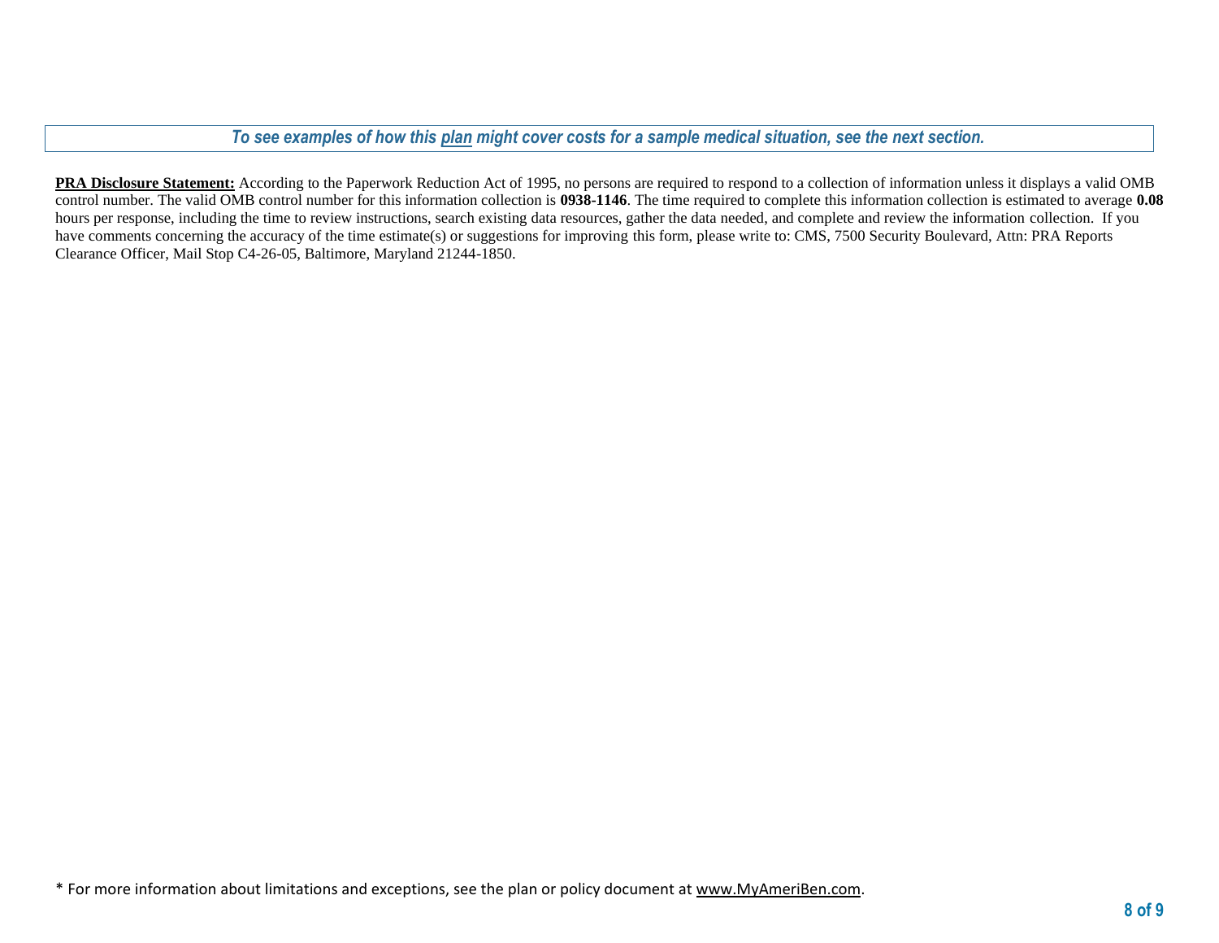***To see examples of how this plan might cover costs for a sample medical situation, see the next section.***

**PRA Disclosure Statement:** According to the Paperwork Reduction Act of 1995, no persons are required to respond to a collection of information unless it displays a valid OMB control number. The valid OMB control number for this information collection is **0938-1146**. The time required to complete this information collection is estimated to average **0.08** hours per response, including the time to review instructions, search existing data resources, gather the data needed, and complete and review the information collection. If you have comments concerning the accuracy of the time estimate(s) or suggestions for improving this form, please write to: CMS, 7500 Security Boulevard, Attn: PRA Reports Clearance Officer, Mail Stop C4-26-05, Baltimore, Maryland 21244-1850.

* For more information about limitations and exceptions, see the plan or policy document at www.MyAmeriBen.com.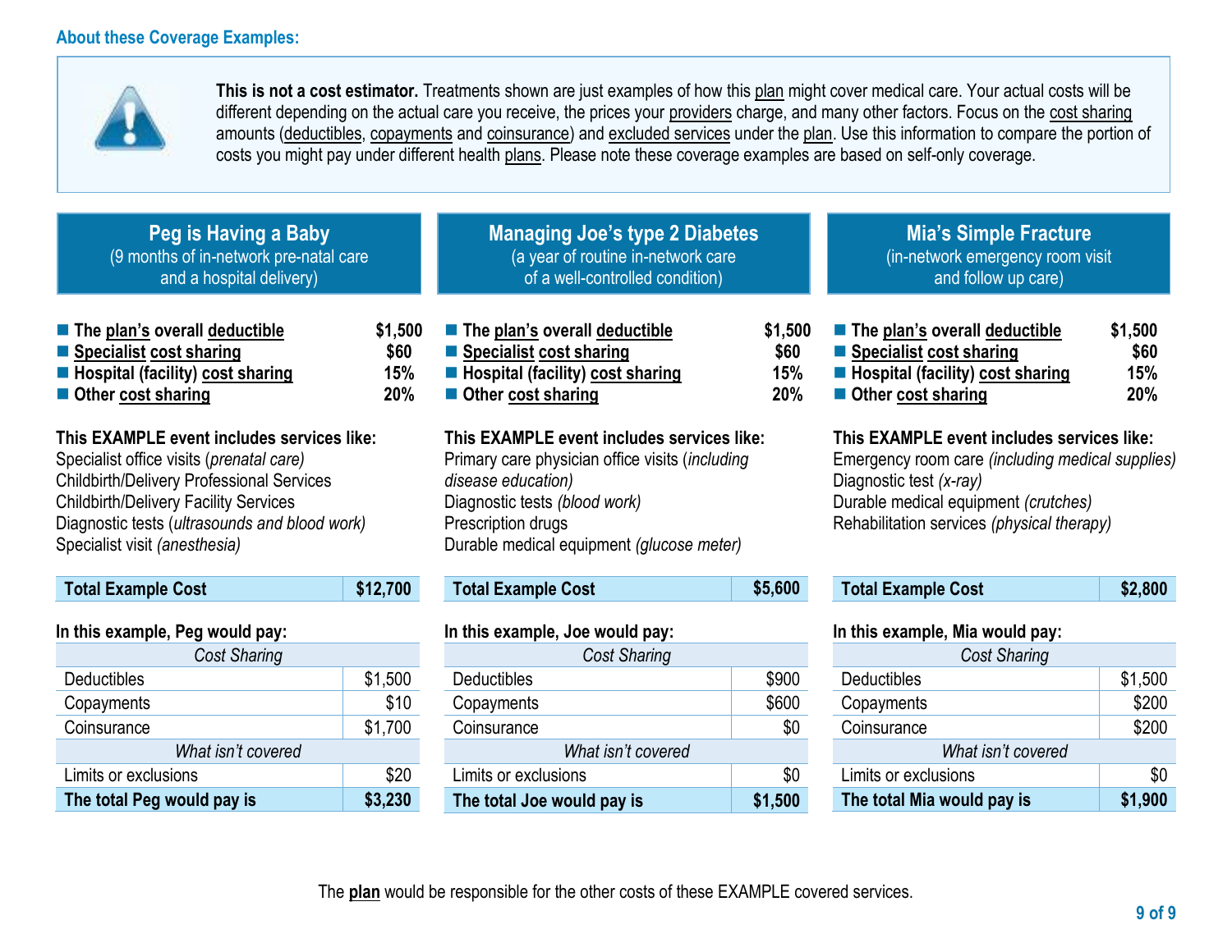## About these Coverage Examples:

**This is not a cost estimator.** Treatments shown are just examples of how this plan might cover medical care. Your actual costs will be different depending on the actual care you receive, the prices your providers charge, and many other factors. Focus on the cost sharing amounts (deductibles, copayments and coinsurance) and excluded services under the plan. Use this information to compare the portion of costs you might pay under different health plans. Please note these coverage examples are based on self-only coverage.

### Peg is Having a Baby
(9 months of in-network pre-natal care and a hospital delivery)

- **The plan's overall deductible** **$1,500**
- **Specialist cost sharing** **$60**
- **Hospital (facility) cost sharing** **15%**
- **Other cost sharing** **20%**

**This EXAMPLE event includes services like:**
Specialist office visits (*prenatal care)*
Childbirth/Delivery Professional Services
Childbirth/Delivery Facility Services
Diagnostic tests (*ultrasounds and blood work)*
Specialist visit *(anesthesia)*

| **Total Example Cost** | **$12,700** |
|---|---|

**In this example, Peg would pay:**

| *Cost Sharing* | |
|---|---|
| Deductibles | $1,500 |
| Copayments | $10 |
| Coinsurance | $1,700 |
| *What isn't covered* | |
| Limits or exclusions | $20 |
| **The total Peg would pay is** | **$3,230** |

### Managing Joe's type 2 Diabetes
(a year of routine in-network care of a well-controlled condition)

- **The plan's overall deductible** **$1,500**
- **Specialist cost sharing** **$60**
- **Hospital (facility) cost sharing** **15%**
- **Other cost sharing** **20%**

**This EXAMPLE event includes services like:**
Primary care physician office visits (*including disease education)*
Diagnostic tests *(blood work)*
Prescription drugs
Durable medical equipment *(glucose meter)*

| **Total Example Cost** | **$5,600** |
|---|---|

**In this example, Joe would pay:**

| *Cost Sharing* | |
|---|---|
| Deductibles | $900 |
| Copayments | $600 |
| Coinsurance | $0 |
| *What isn't covered* | |
| Limits or exclusions | $0 |
| **The total Joe would pay is** | **$1,500** |

### Mia's Simple Fracture
(in-network emergency room visit and follow up care)

- **The plan's overall deductible** **$1,500**
- **Specialist cost sharing** **$60**
- **Hospital (facility) cost sharing** **15%**
- **Other cost sharing** **20%**

**This EXAMPLE event includes services like:**
Emergency room care *(including medical supplies)*
Diagnostic test *(x-ray)*
Durable medical equipment *(crutches)*
Rehabilitation services *(physical therapy)*

| **Total Example Cost** | **$2,800** |
|---|---|

**In this example, Mia would pay:**

| *Cost Sharing* | |
|---|---|
| Deductibles | $1,500 |
| Copayments | $200 |
| Coinsurance | $200 |
| *What isn't covered* | |
| Limits or exclusions | $0 |
| **The total Mia would pay is** | **$1,900** |

The **plan** would be responsible for the other costs of these EXAMPLE covered services.